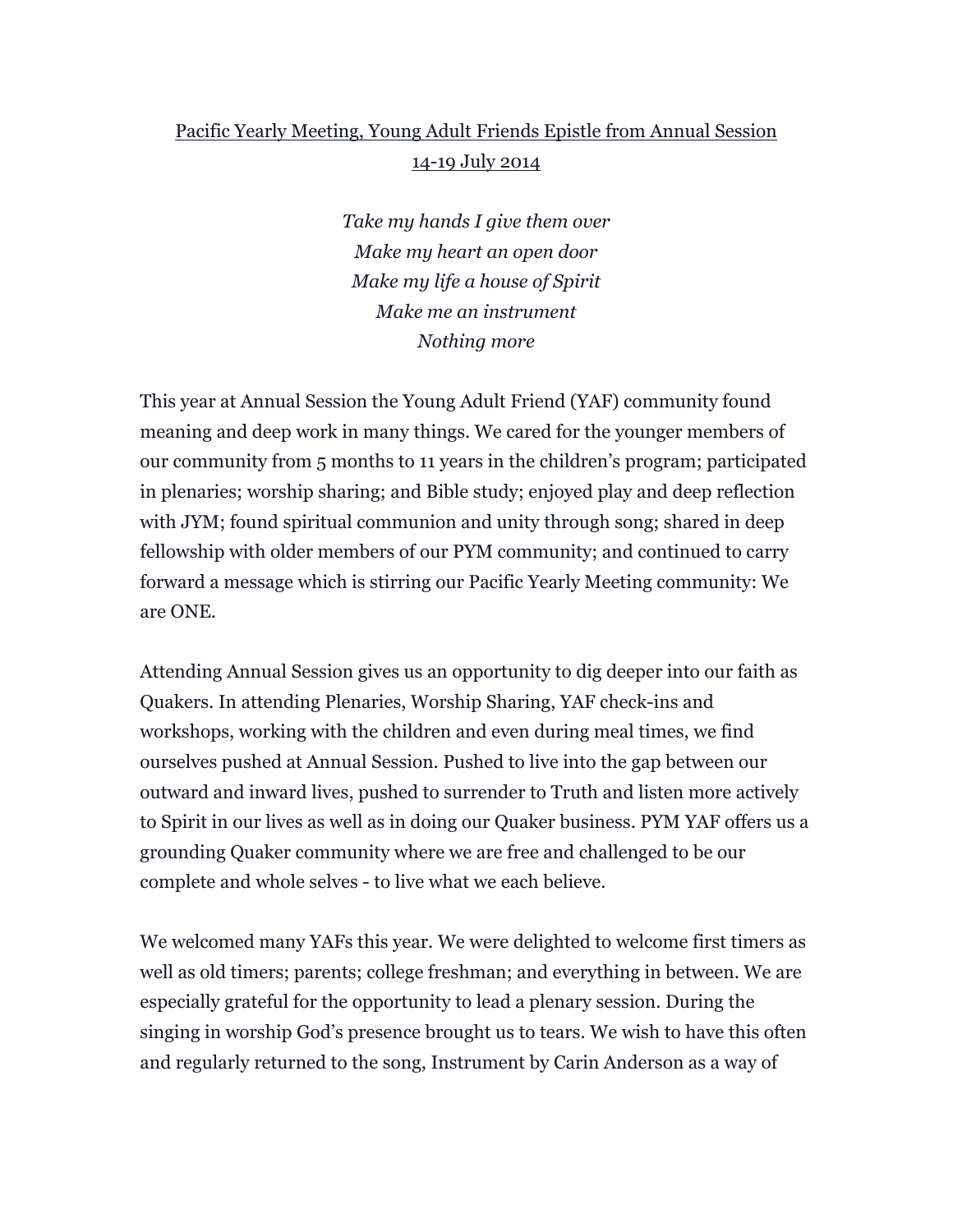Pacific Yearly Meeting, Young Adult Friends Epistle from Annual Session
14-19 July 2014

*Take my hands I give them over*
*Make my heart an open door*
*Make my life a house of Spirit*
*Make me an instrument*
*Nothing more*

This year at Annual Session the Young Adult Friend (YAF) community found meaning and deep work in many things. We cared for the younger members of our community from 5 months to 11 years in the children's program; participated in plenaries; worship sharing; and Bible study; enjoyed play and deep reflection with JYM; found spiritual communion and unity through song; shared in deep fellowship with older members of our PYM community; and continued to carry forward a message which is stirring our Pacific Yearly Meeting community: We are ONE.

Attending Annual Session gives us an opportunity to dig deeper into our faith as Quakers. In attending Plenaries, Worship Sharing, YAF check-ins and workshops, working with the children and even during meal times, we find ourselves pushed at Annual Session. Pushed to live into the gap between our outward and inward lives, pushed to surrender to Truth and listen more actively to Spirit in our lives as well as in doing our Quaker business. PYM YAF offers us a grounding Quaker community where we are free and challenged to be our complete and whole selves - to live what we each believe.

We welcomed many YAFs this year. We were delighted to welcome first timers as well as old timers; parents; college freshman; and everything in between. We are especially grateful for the opportunity to lead a plenary session. During the singing in worship God's presence brought us to tears. We wish to have this often and regularly returned to the song, Instrument by Carin Anderson as a way of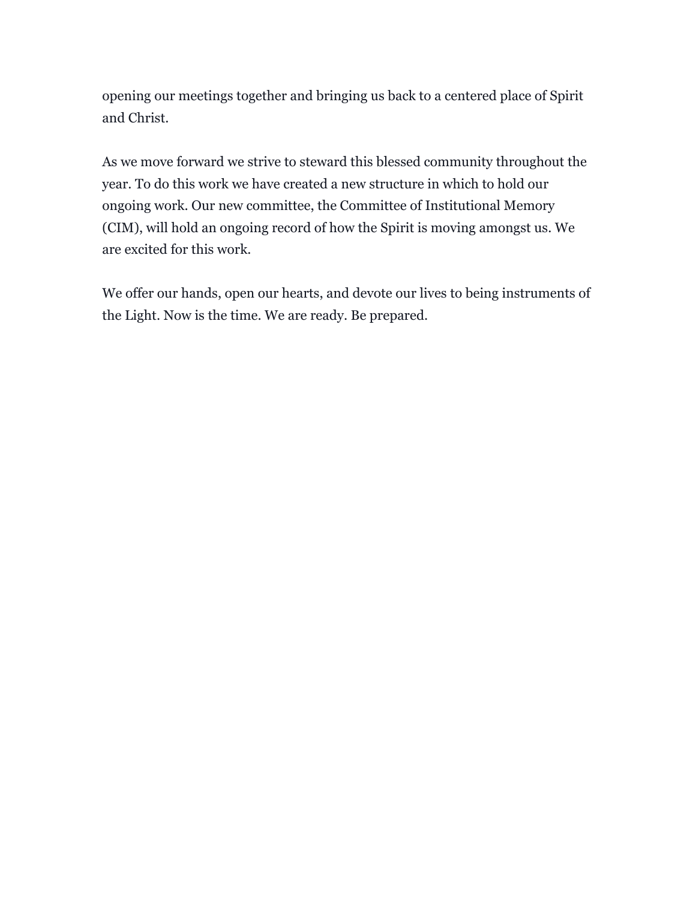opening our meetings together and bringing us back to a centered place of Spirit and Christ.

As we move forward we strive to steward this blessed community throughout the year. To do this work we have created a new structure in which to hold our ongoing work. Our new committee, the Committee of Institutional Memory (CIM), will hold an ongoing record of how the Spirit is moving amongst us. We are excited for this work.

We offer our hands, open our hearts, and devote our lives to being instruments of the Light. Now is the time. We are ready. Be prepared.